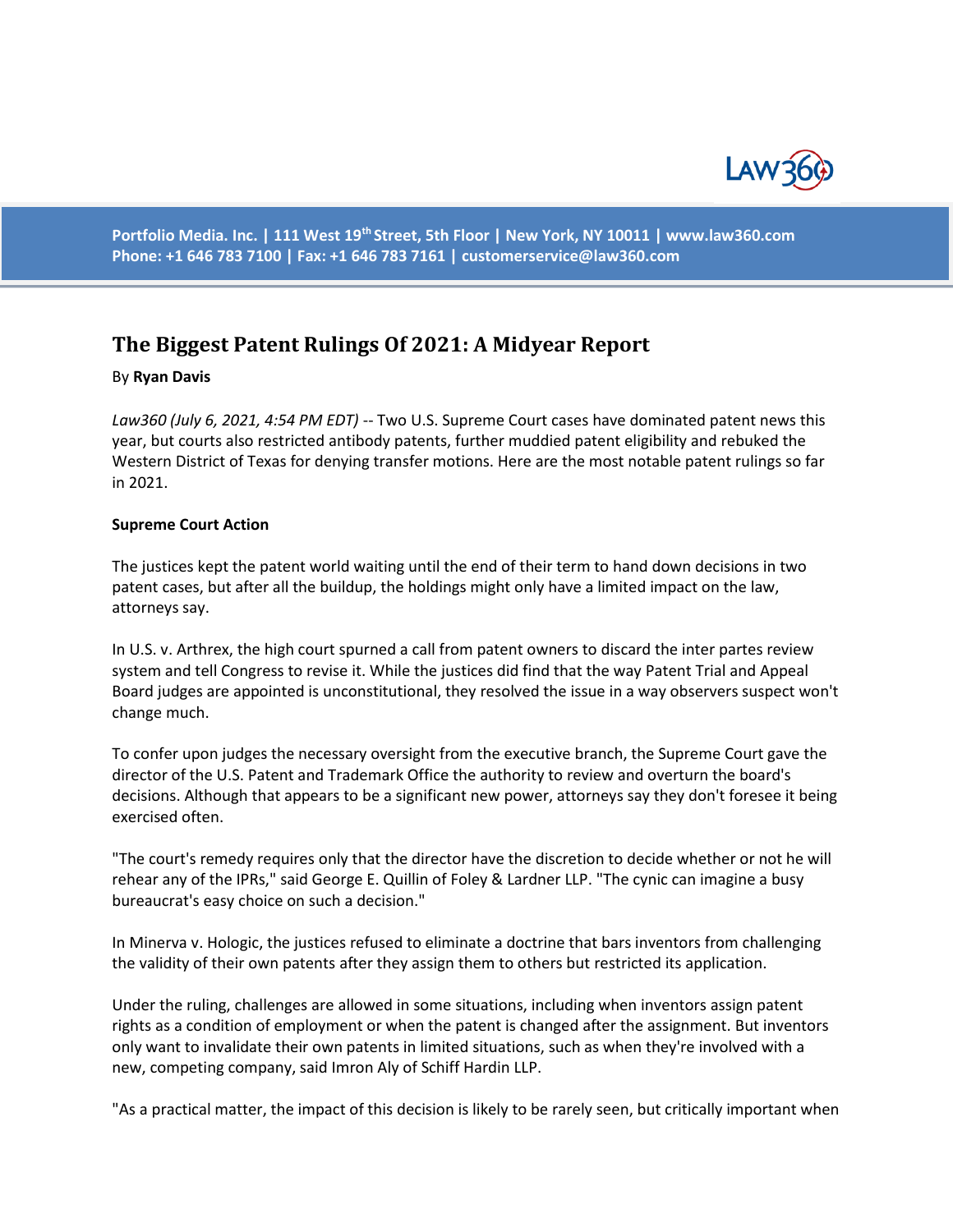Portfolio Media. Inc. | 111 West 19th Street, 5th Floor | New York, NY 10011 | www.law360.com
Phone: +1 646 783 7100 | Fax: +1 646 783 7161 | customerservice@law360.com

# The Biggest Patent Rulings Of 2021: A Midyear Report

By **Ryan Davis**

*Law360 (July 6, 2021, 4:54 PM EDT)* -- Two U.S. Supreme Court cases have dominated patent news this year, but courts also restricted antibody patents, further muddied patent eligibility and rebuked the Western District of Texas for denying transfer motions. Here are the most notable patent rulings so far in 2021.

**Supreme Court Action**

The justices kept the patent world waiting until the end of their term to hand down decisions in two patent cases, but after all the buildup, the holdings might only have a limited impact on the law, attorneys say.

In U.S. v. Arthrex, the high court spurned a call from patent owners to discard the inter partes review system and tell Congress to revise it. While the justices did find that the way Patent Trial and Appeal Board judges are appointed is unconstitutional, they resolved the issue in a way observers suspect won't change much.

To confer upon judges the necessary oversight from the executive branch, the Supreme Court gave the director of the U.S. Patent and Trademark Office the authority to review and overturn the board's decisions. Although that appears to be a significant new power, attorneys say they don't foresee it being exercised often.

"The court's remedy requires only that the director have the discretion to decide whether or not he will rehear any of the IPRs," said George E. Quillin of Foley & Lardner LLP. "The cynic can imagine a busy bureaucrat's easy choice on such a decision."

In Minerva v. Hologic, the justices refused to eliminate a doctrine that bars inventors from challenging the validity of their own patents after they assign them to others but restricted its application.

Under the ruling, challenges are allowed in some situations, including when inventors assign patent rights as a condition of employment or when the patent is changed after the assignment. But inventors only want to invalidate their own patents in limited situations, such as when they're involved with a new, competing company, said Imron Aly of Schiff Hardin LLP.

"As a practical matter, the impact of this decision is likely to be rarely seen, but critically important when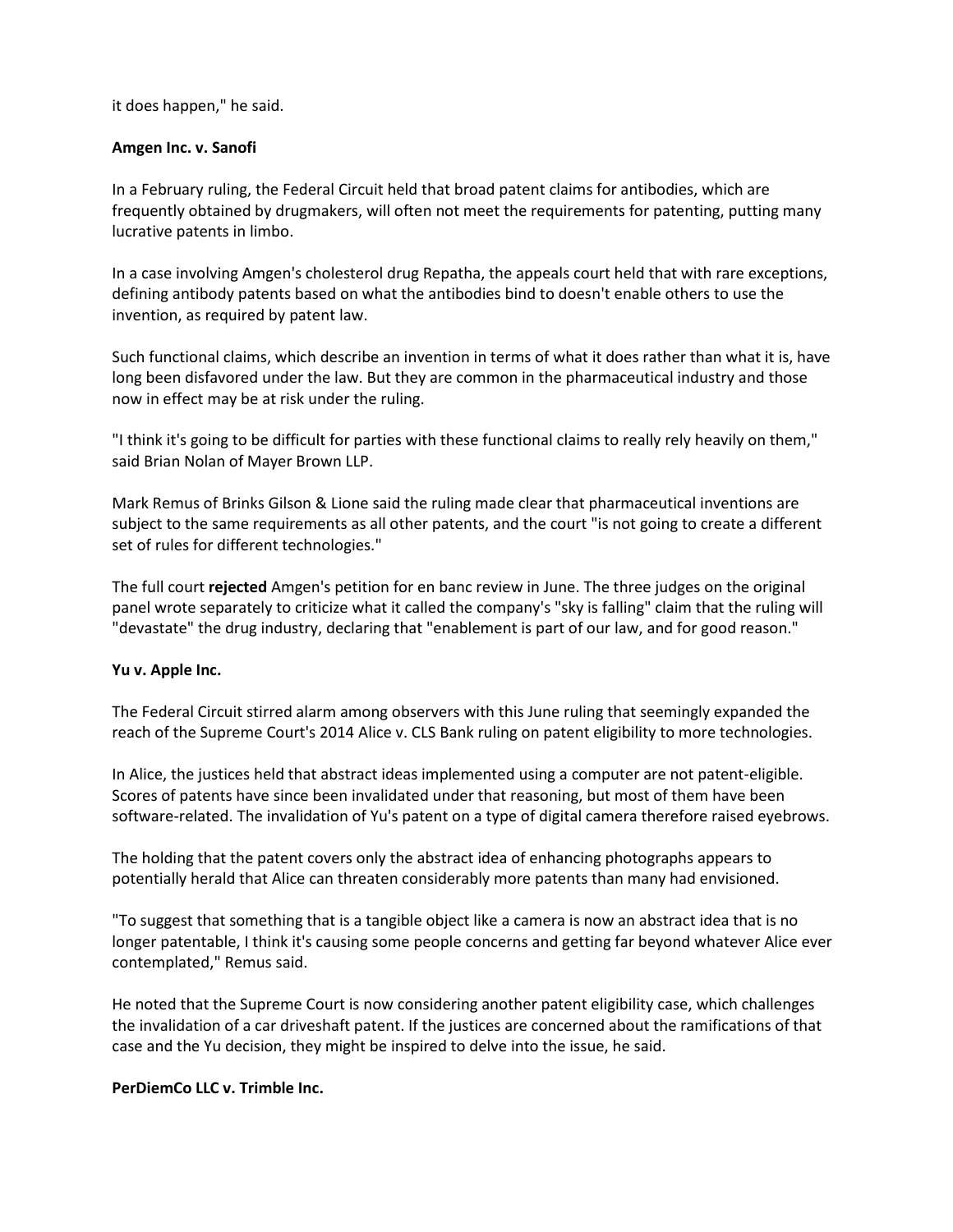it does happen," he said.

**Amgen Inc. v. Sanofi**

In a February ruling, the Federal Circuit held that broad patent claims for antibodies, which are frequently obtained by drugmakers, will often not meet the requirements for patenting, putting many lucrative patents in limbo.

In a case involving Amgen's cholesterol drug Repatha, the appeals court held that with rare exceptions, defining antibody patents based on what the antibodies bind to doesn't enable others to use the invention, as required by patent law.

Such functional claims, which describe an invention in terms of what it does rather than what it is, have long been disfavored under the law. But they are common in the pharmaceutical industry and those now in effect may be at risk under the ruling.

"I think it's going to be difficult for parties with these functional claims to really rely heavily on them," said Brian Nolan of Mayer Brown LLP.

Mark Remus of Brinks Gilson & Lione said the ruling made clear that pharmaceutical inventions are subject to the same requirements as all other patents, and the court "is not going to create a different set of rules for different technologies."

The full court **rejected** Amgen's petition for en banc review in June. The three judges on the original panel wrote separately to criticize what it called the company's "sky is falling" claim that the ruling will "devastate" the drug industry, declaring that "enablement is part of our law, and for good reason."

**Yu v. Apple Inc.**

The Federal Circuit stirred alarm among observers with this June ruling that seemingly expanded the reach of the Supreme Court's 2014 Alice v. CLS Bank ruling on patent eligibility to more technologies.

In Alice, the justices held that abstract ideas implemented using a computer are not patent-eligible. Scores of patents have since been invalidated under that reasoning, but most of them have been software-related. The invalidation of Yu's patent on a type of digital camera therefore raised eyebrows.

The holding that the patent covers only the abstract idea of enhancing photographs appears to potentially herald that Alice can threaten considerably more patents than many had envisioned.

"To suggest that something that is a tangible object like a camera is now an abstract idea that is no longer patentable, I think it's causing some people concerns and getting far beyond whatever Alice ever contemplated," Remus said.

He noted that the Supreme Court is now considering another patent eligibility case, which challenges the invalidation of a car driveshaft patent. If the justices are concerned about the ramifications of that case and the Yu decision, they might be inspired to delve into the issue, he said.

**PerDiemCo LLC v. Trimble Inc.**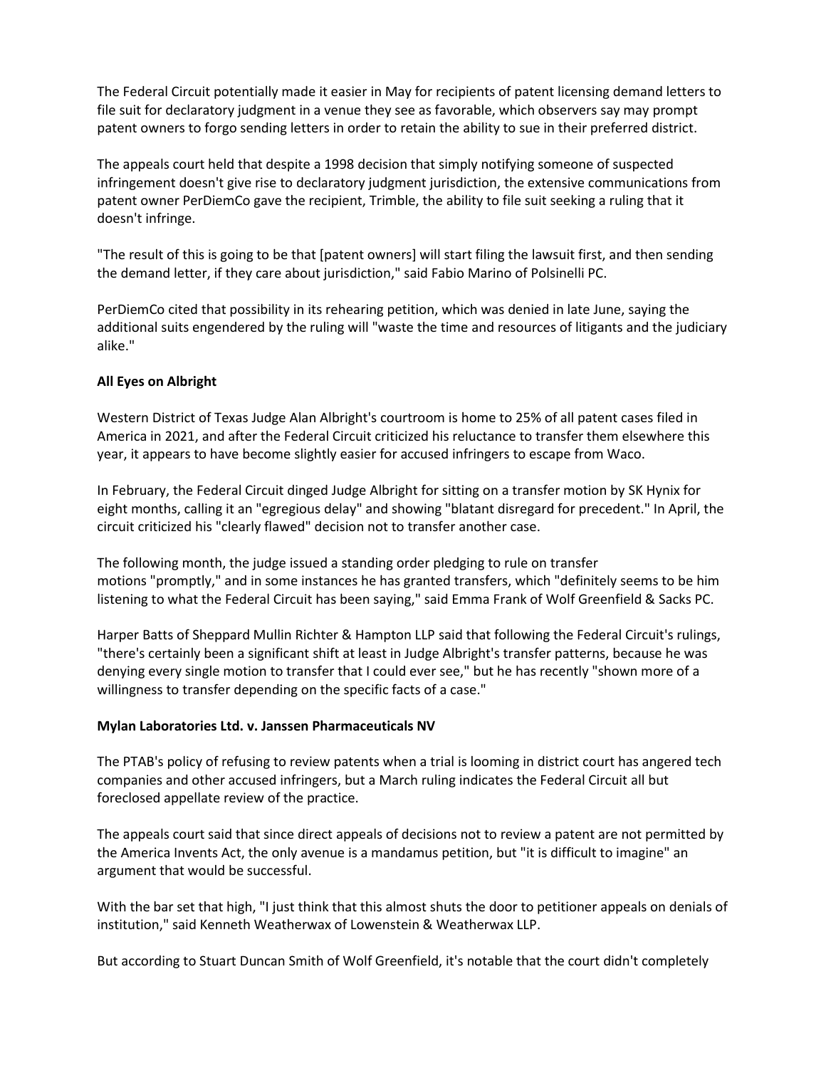The Federal Circuit potentially made it easier in May for recipients of patent licensing demand letters to file suit for declaratory judgment in a venue they see as favorable, which observers say may prompt patent owners to forgo sending letters in order to retain the ability to sue in their preferred district.

The appeals court held that despite a 1998 decision that simply notifying someone of suspected infringement doesn't give rise to declaratory judgment jurisdiction, the extensive communications from patent owner PerDiemCo gave the recipient, Trimble, the ability to file suit seeking a ruling that it doesn't infringe.

"The result of this is going to be that [patent owners] will start filing the lawsuit first, and then sending the demand letter, if they care about jurisdiction," said Fabio Marino of Polsinelli PC.

PerDiemCo cited that possibility in its rehearing petition, which was denied in late June, saying the additional suits engendered by the ruling will "waste the time and resources of litigants and the judiciary alike."

**All Eyes on Albright**

Western District of Texas Judge Alan Albright's courtroom is home to 25% of all patent cases filed in America in 2021, and after the Federal Circuit criticized his reluctance to transfer them elsewhere this year, it appears to have become slightly easier for accused infringers to escape from Waco.

In February, the Federal Circuit dinged Judge Albright for sitting on a transfer motion by SK Hynix for eight months, calling it an "egregious delay" and showing "blatant disregard for precedent." In April, the circuit criticized his "clearly flawed" decision not to transfer another case.

The following month, the judge issued a standing order pledging to rule on transfer motions "promptly," and in some instances he has granted transfers, which "definitely seems to be him listening to what the Federal Circuit has been saying," said Emma Frank of Wolf Greenfield & Sacks PC.

Harper Batts of Sheppard Mullin Richter & Hampton LLP said that following the Federal Circuit's rulings, "there's certainly been a significant shift at least in Judge Albright's transfer patterns, because he was denying every single motion to transfer that I could ever see," but he has recently "shown more of a willingness to transfer depending on the specific facts of a case."

**Mylan Laboratories Ltd. v. Janssen Pharmaceuticals NV**

The PTAB's policy of refusing to review patents when a trial is looming in district court has angered tech companies and other accused infringers, but a March ruling indicates the Federal Circuit all but foreclosed appellate review of the practice.

The appeals court said that since direct appeals of decisions not to review a patent are not permitted by the America Invents Act, the only avenue is a mandamus petition, but "it is difficult to imagine" an argument that would be successful.

With the bar set that high, "I just think that this almost shuts the door to petitioner appeals on denials of institution," said Kenneth Weatherwax of Lowenstein & Weatherwax LLP.

But according to Stuart Duncan Smith of Wolf Greenfield, it's notable that the court didn't completely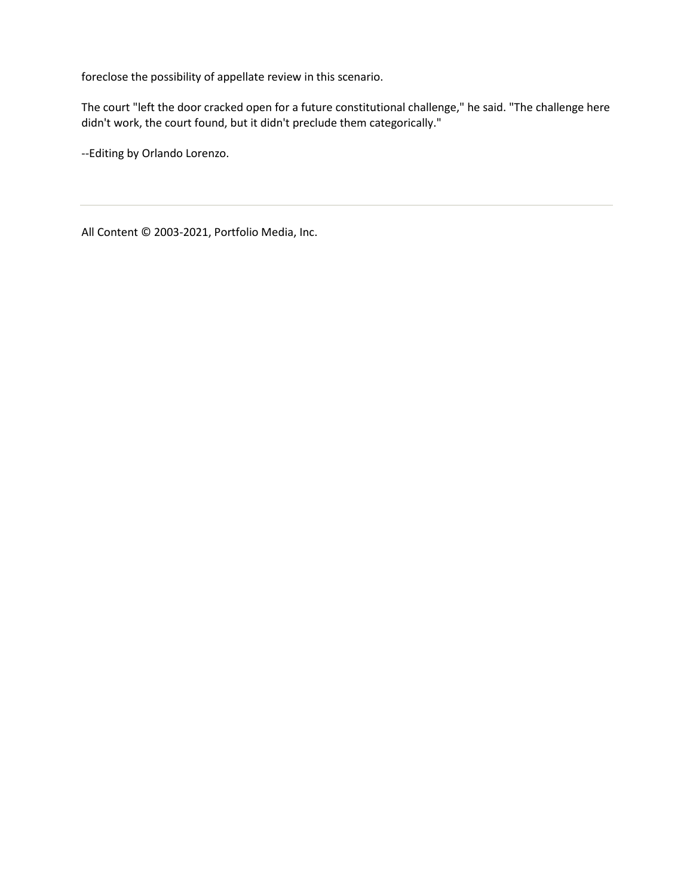foreclose the possibility of appellate review in this scenario.

The court "left the door cracked open for a future constitutional challenge," he said. "The challenge here didn't work, the court found, but it didn't preclude them categorically."

--Editing by Orlando Lorenzo.

---

All Content © 2003-2021, Portfolio Media, Inc.